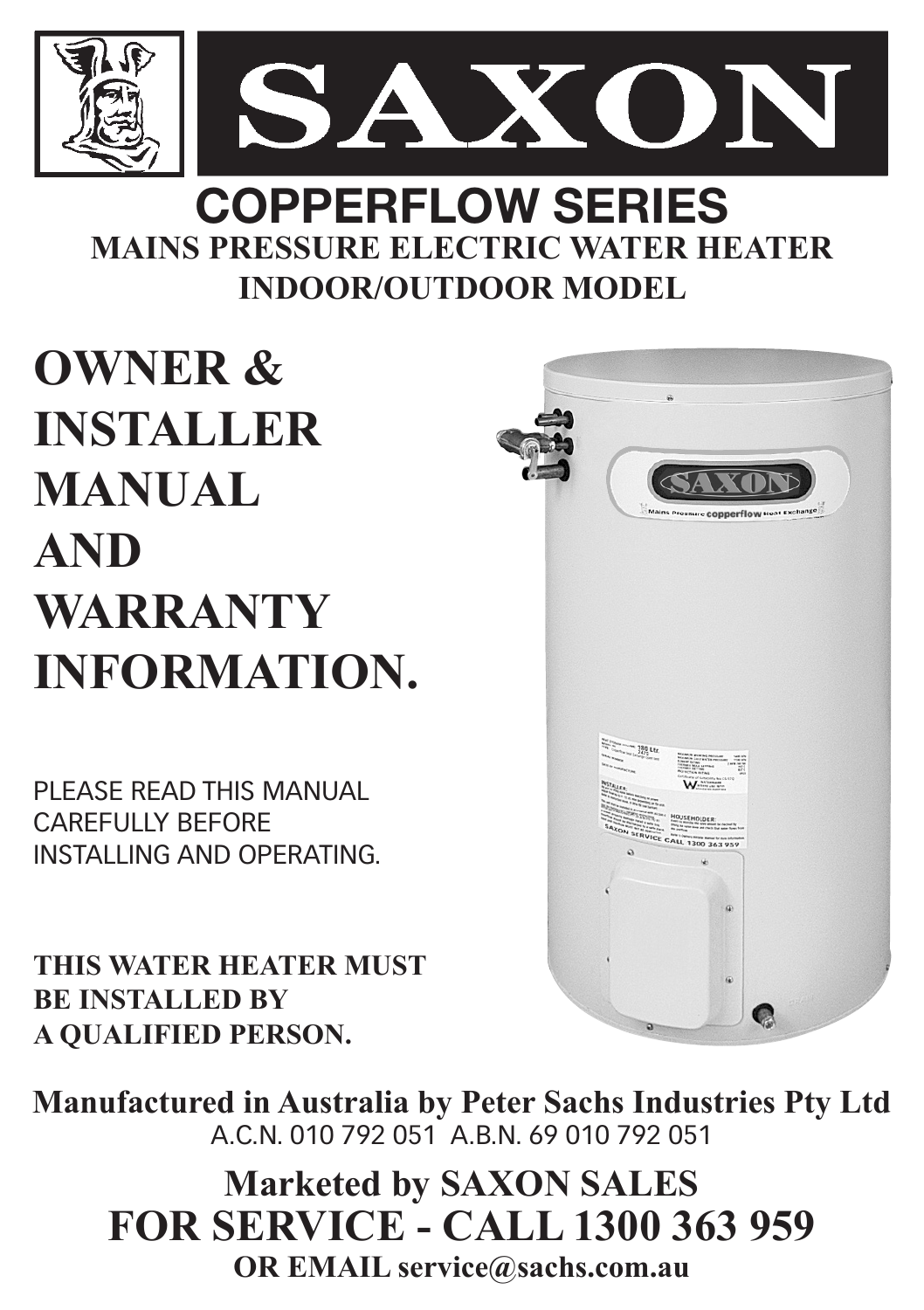# SAXON

## COPPERFLOW SERIES

### MAINS PRESSURE ELECTRIC WATER HEATER
### INDOOR/OUTDOOR MODEL

# OWNER & INSTALLER MANUAL AND WARRANTY INFORMATION.

PLEASE READ THIS MANUAL CAREFULLY BEFORE INSTALLING AND OPERATING.

**THIS WATER HEATER MUST BE INSTALLED BY A QUALIFIED PERSON.**

**Manufactured in Australia by Peter Sachs Industries Pty Ltd**
A.C.N. 010 792 051 A.B.N. 69 010 792 051

**Marketed by SAXON SALES**

**FOR SERVICE - CALL 1300 363 959**

**OR EMAIL service@sachs.com.au**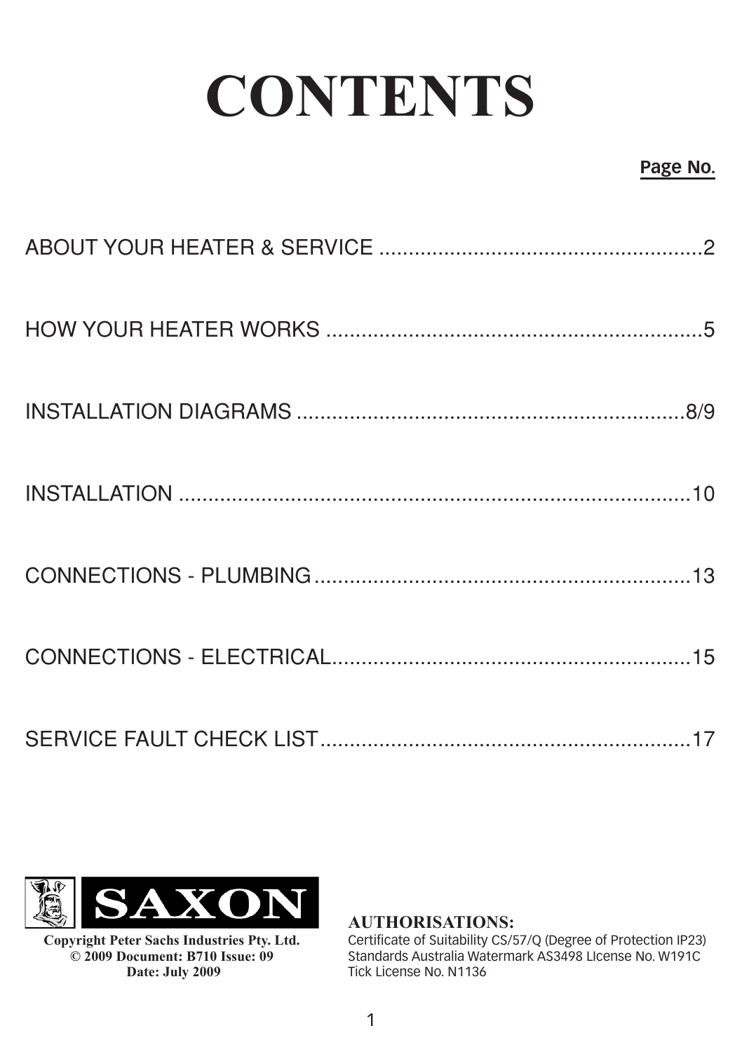# CONTENTS

| | Page No. |
|---|---|
| ABOUT YOUR HEATER & SERVICE | 2 |
| HOW YOUR HEATER WORKS | 5 |
| INSTALLATION DIAGRAMS | 8/9 |
| INSTALLATION | 10 |
| CONNECTIONS - PLUMBING | 13 |
| CONNECTIONS - ELECTRICAL | 15 |
| SERVICE FAULT CHECK LIST | 17 |

SAXON

**Copyright Peter Sachs Industries Pty. Ltd.**
**© 2009 Document: B710 Issue: 09**
**Date: July 2009**

**AUTHORISATIONS:**
Certificate of Suitability CS/57/Q (Degree of Protection IP23)
Standards Australia Watermark AS3498 LIcense No. W191C
Tick License No. N1136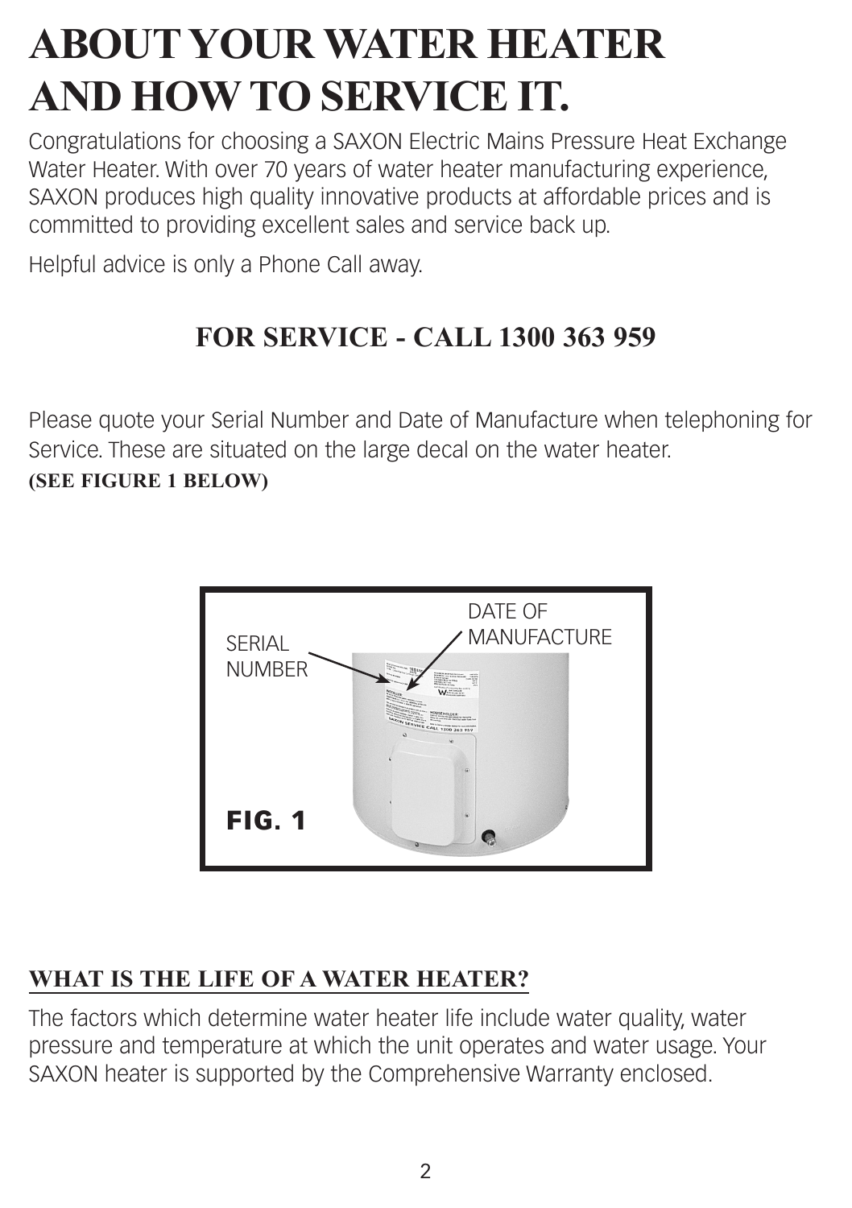# ABOUT YOUR WATER HEATER AND HOW TO SERVICE IT.

Congratulations for choosing a SAXON Electric Mains Pressure Heat Exchange Water Heater. With over 70 years of water heater manufacturing experience, SAXON produces high quality innovative products at affordable prices and is committed to providing excellent sales and service back up.

Helpful advice is only a Phone Call away.

## FOR SERVICE - CALL 1300 363 959

Please quote your Serial Number and Date of Manufacture when telephoning for Service. These are situated on the large decal on the water heater.
**(SEE FIGURE 1 BELOW)**

SERIAL NUMBER

DATE OF MANUFACTURE

**FIG. 1**

## WHAT IS THE LIFE OF A WATER HEATER?

The factors which determine water heater life include water quality, water pressure and temperature at which the unit operates and water usage. Your SAXON heater is supported by the Comprehensive Warranty enclosed.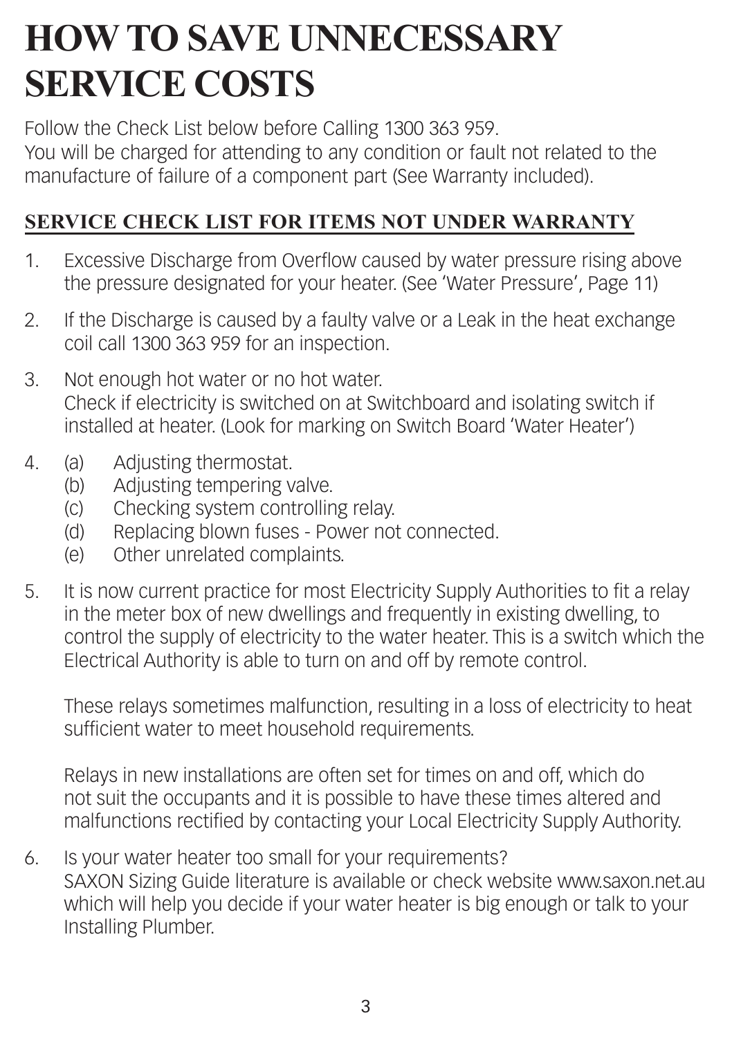# HOW TO SAVE UNNECESSARY SERVICE COSTS

Follow the Check List below before Calling 1300 363 959.
You will be charged for attending to any condition or fault not related to the manufacture of failure of a component part (See Warranty included).

## SERVICE CHECK LIST FOR ITEMS NOT UNDER WARRANTY

1. Excessive Discharge from Overflow caused by water pressure rising above the pressure designated for your heater. (See 'Water Pressure', Page 11)

2. If the Discharge is caused by a faulty valve or a Leak in the heat exchange coil call 1300 363 959 for an inspection.

3. Not enough hot water or no hot water.
   Check if electricity is switched on at Switchboard and isolating switch if installed at heater. (Look for marking on Switch Board 'Water Heater')

4. (a) Adjusting thermostat.
   (b) Adjusting tempering valve.
   (c) Checking system controlling relay.
   (d) Replacing blown fuses - Power not connected.
   (e) Other unrelated complaints.

5. It is now current practice for most Electricity Supply Authorities to fit a relay in the meter box of new dwellings and frequently in existing dwelling, to control the supply of electricity to the water heater. This is a switch which the Electrical Authority is able to turn on and off by remote control.

   These relays sometimes malfunction, resulting in a loss of electricity to heat sufficient water to meet household requirements.

   Relays in new installations are often set for times on and off, which do not suit the occupants and it is possible to have these times altered and malfunctions rectified by contacting your Local Electricity Supply Authority.

6. Is your water heater too small for your requirements?
   SAXON Sizing Guide literature is available or check website www.saxon.net.au which will help you decide if your water heater is big enough or talk to your Installing Plumber.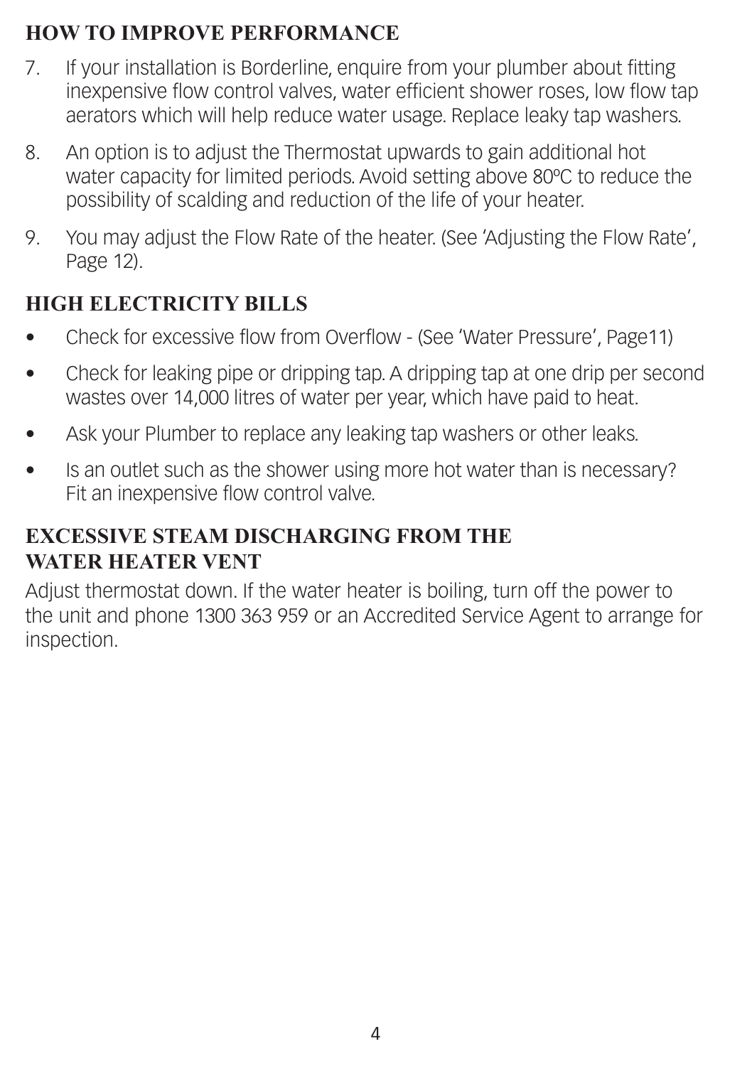## HOW TO IMPROVE PERFORMANCE

7. If your installation is Borderline, enquire from your plumber about fitting inexpensive flow control valves, water efficient shower roses, low flow tap aerators which will help reduce water usage. Replace leaky tap washers.
8. An option is to adjust the Thermostat upwards to gain additional hot water capacity for limited periods. Avoid setting above 80ºC to reduce the possibility of scalding and reduction of the life of your heater.
9. You may adjust the Flow Rate of the heater. (See 'Adjusting the Flow Rate', Page 12).

## HIGH ELECTRICITY BILLS

- Check for excessive flow from Overflow - (See 'Water Pressure', Page11)
- Check for leaking pipe or dripping tap. A dripping tap at one drip per second wastes over 14,000 litres of water per year, which have paid to heat.
- Ask your Plumber to replace any leaking tap washers or other leaks.
- Is an outlet such as the shower using more hot water than is necessary? Fit an inexpensive flow control valve.

## EXCESSIVE STEAM DISCHARGING FROM THE WATER HEATER VENT

Adjust thermostat down. If the water heater is boiling, turn off the power to the unit and phone 1300 363 959 or an Accredited Service Agent to arrange for inspection.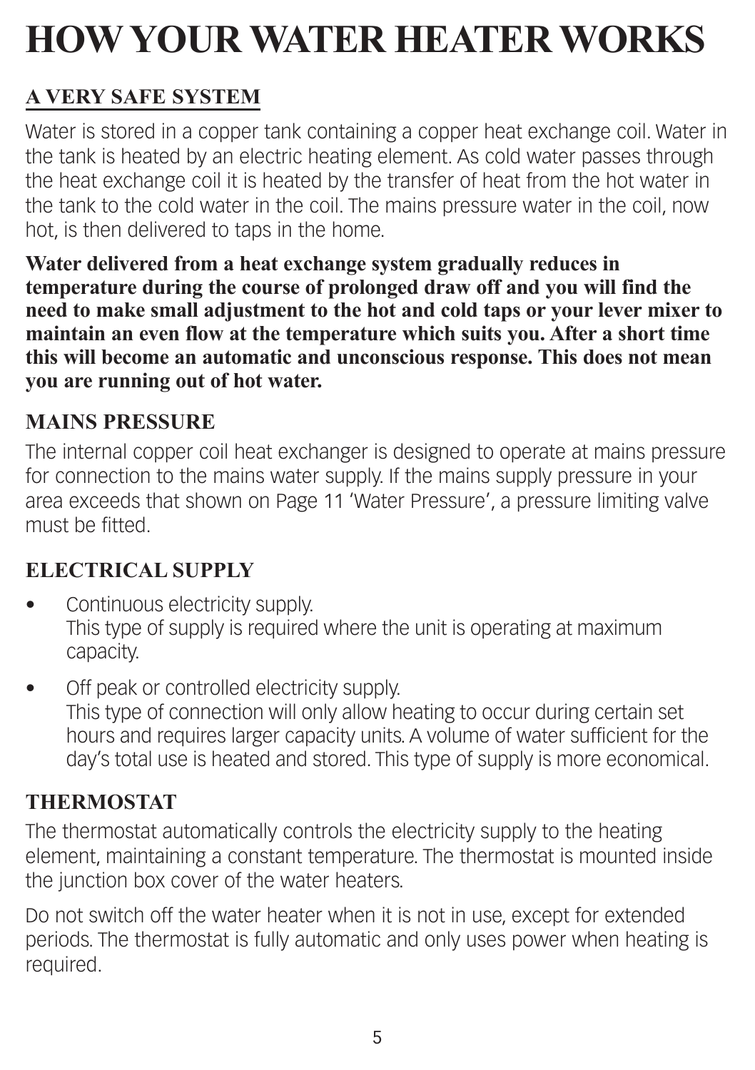# HOW YOUR WATER HEATER WORKS

## A VERY SAFE SYSTEM

Water is stored in a copper tank containing a copper heat exchange coil. Water in the tank is heated by an electric heating element. As cold water passes through the heat exchange coil it is heated by the transfer of heat from the hot water in the tank to the cold water in the coil. The mains pressure water in the coil, now hot, is then delivered to taps in the home.

**Water delivered from a heat exchange system gradually reduces in temperature during the course of prolonged draw off and you will find the need to make small adjustment to the hot and cold taps or your lever mixer to maintain an even flow at the temperature which suits you. After a short time this will become an automatic and unconscious response. This does not mean you are running out of hot water.**

## MAINS PRESSURE

The internal copper coil heat exchanger is designed to operate at mains pressure for connection to the mains water supply. If the mains supply pressure in your area exceeds that shown on Page 11 'Water Pressure', a pressure limiting valve must be fitted.

## ELECTRICAL SUPPLY

- Continuous electricity supply.
  This type of supply is required where the unit is operating at maximum capacity.
- Off peak or controlled electricity supply.
  This type of connection will only allow heating to occur during certain set hours and requires larger capacity units. A volume of water sufficient for the day's total use is heated and stored. This type of supply is more economical.

## THERMOSTAT

The thermostat automatically controls the electricity supply to the heating element, maintaining a constant temperature. The thermostat is mounted inside the junction box cover of the water heaters.

Do not switch off the water heater when it is not in use, except for extended periods. The thermostat is fully automatic and only uses power when heating is required.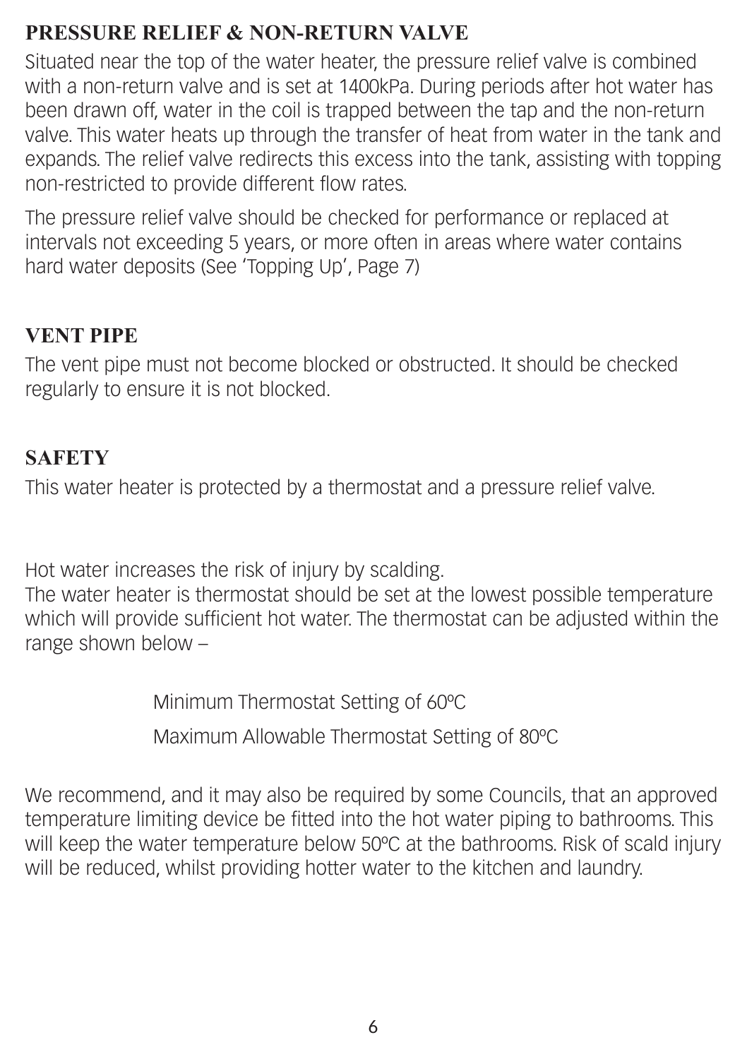## PRESSURE RELIEF & NON-RETURN VALVE

Situated near the top of the water heater, the pressure relief valve is combined with a non-return valve and is set at 1400kPa. During periods after hot water has been drawn off, water in the coil is trapped between the tap and the non-return valve. This water heats up through the transfer of heat from water in the tank and expands. The relief valve redirects this excess into the tank, assisting with topping non-restricted to provide different flow rates.

The pressure relief valve should be checked for performance or replaced at intervals not exceeding 5 years, or more often in areas where water contains hard water deposits (See 'Topping Up', Page 7)

## VENT PIPE

The vent pipe must not become blocked or obstructed. It should be checked regularly to ensure it is not blocked.

## SAFETY

This water heater is protected by a thermostat and a pressure relief valve.

Hot water increases the risk of injury by scalding.
The water heater is thermostat should be set at the lowest possible temperature which will provide sufficient hot water. The thermostat can be adjusted within the range shown below –

Minimum Thermostat Setting of 60ºC

Maximum Allowable Thermostat Setting of 80ºC

We recommend, and it may also be required by some Councils, that an approved temperature limiting device be fitted into the hot water piping to bathrooms. This will keep the water temperature below 50ºC at the bathrooms. Risk of scald injury will be reduced, whilst providing hotter water to the kitchen and laundry.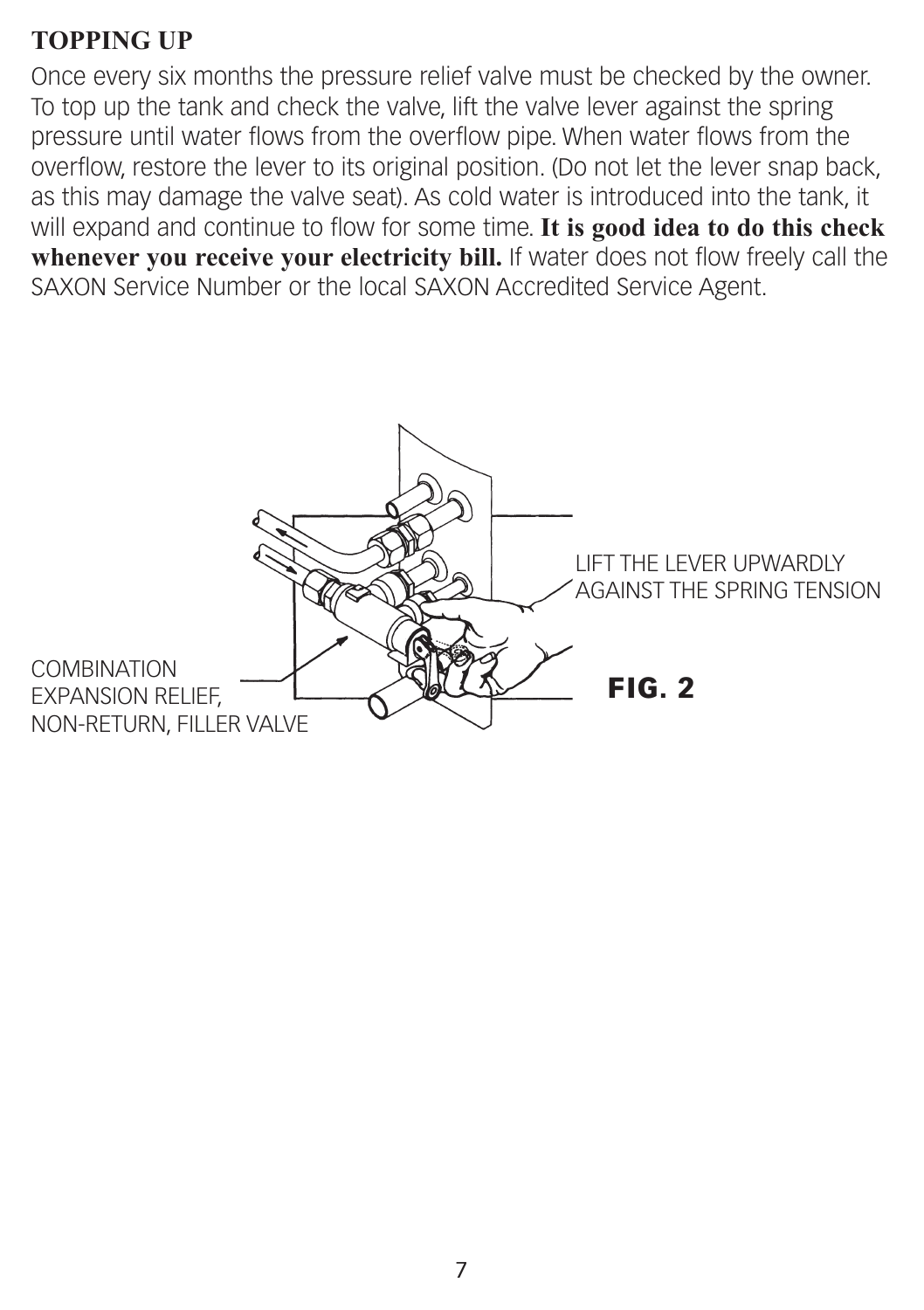## TOPPING UP

Once every six months the pressure relief valve must be checked by the owner. To top up the tank and check the valve, lift the valve lever against the spring pressure until water flows from the overflow pipe. When water flows from the overflow, restore the lever to its original position. (Do not let the lever snap back, as this may damage the valve seat). As cold water is introduced into the tank, it will expand and continue to flow for some time. **It is good idea to do this check whenever you receive your electricity bill.** If water does not flow freely call the SAXON Service Number or the local SAXON Accredited Service Agent.

LIFT THE LEVER UPWARDLY AGAINST THE SPRING TENSION

COMBINATION EXPANSION RELIEF, NON-RETURN, FILLER VALVE

**FIG. 2**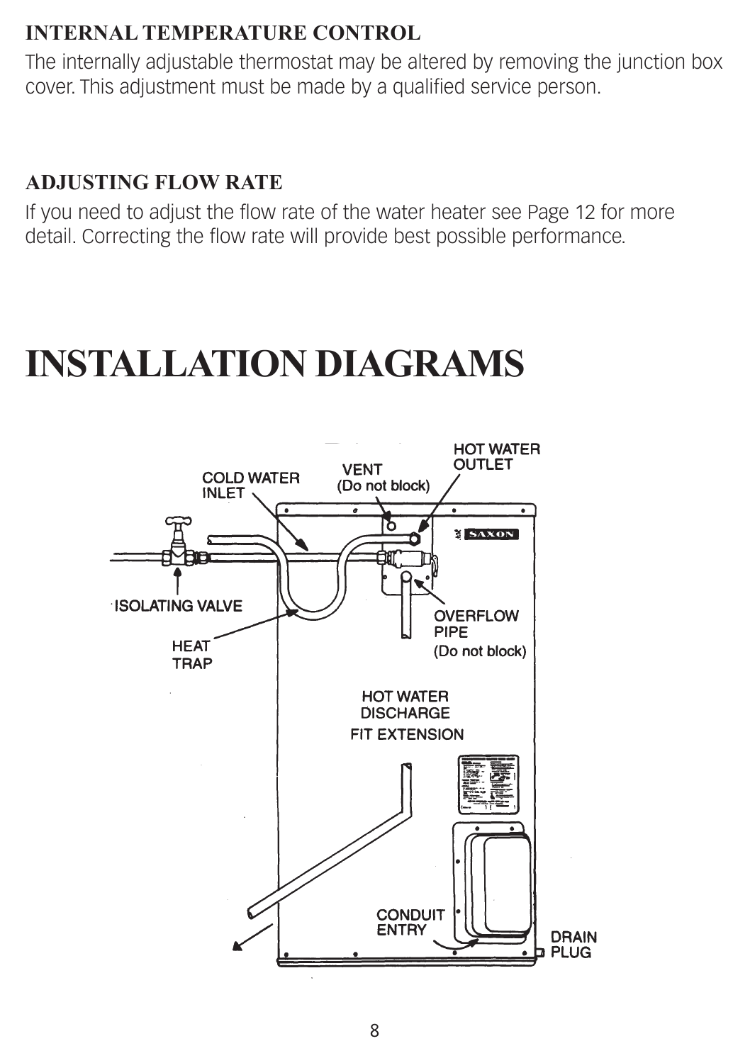## INTERNAL TEMPERATURE CONTROL

The internally adjustable thermostat may be altered by removing the junction box cover. This adjustment must be made by a qualified service person.

## ADJUSTING FLOW RATE

If you need to adjust the flow rate of the water heater see Page 12 for more detail. Correcting the flow rate will provide best possible performance.

# INSTALLATION DIAGRAMS

COLD WATER INLET

VENT (Do not block)

HOT WATER OUTLET

ISOLATING VALVE

HEAT TRAP

OVERFLOW PIPE (Do not block)

HOT WATER DISCHARGE FIT EXTENSION

CONDUIT ENTRY

DRAIN PLUG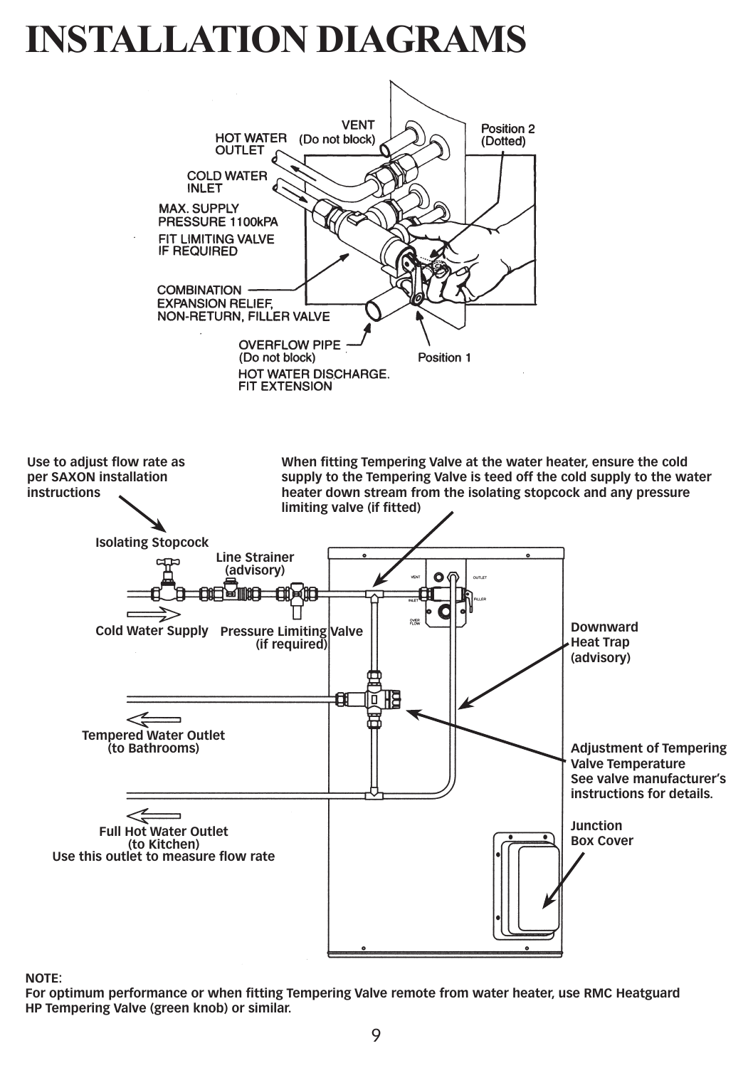# INSTALLATION DIAGRAMS

VENT
(Do not block)

HOT WATER OUTLET

Position 2
(Dotted)

COLD WATER INLET

MAX. SUPPLY PRESSURE 1100kPA
FIT LIMITING VALVE IF REQUIRED

COMBINATION EXPANSION RELIEF, NON-RETURN, FILLER VALVE

OVERFLOW PIPE
(Do not block)
HOT WATER DISCHARGE.
FIT EXTENSION

Position 1

Use to adjust flow rate as per SAXON installation instructions

When fitting Tempering Valve at the water heater, ensure the cold supply to the Tempering Valve is teed off the cold supply to the water heater down stream from the isolating stopcock and any pressure limiting valve (if fitted)

Isolating Stopcock

Line Strainer
(advisory)

Cold Water Supply

Pressure Limiting Valve
(if required)

VENT

OUTLET

INLET

FILLER

OVER FLOW

Downward Heat Trap
(advisory)

Tempered Water Outlet
(to Bathrooms)

Adjustment of Tempering Valve Temperature
See valve manufacturer's instructions for details.

Full Hot Water Outlet
(to Kitchen)
Use this outlet to measure flow rate

Junction Box Cover

**NOTE:**
**For optimum performance or when fitting Tempering Valve remote from water heater, use RMC Heatguard HP Tempering Valve (green knob) or similar.**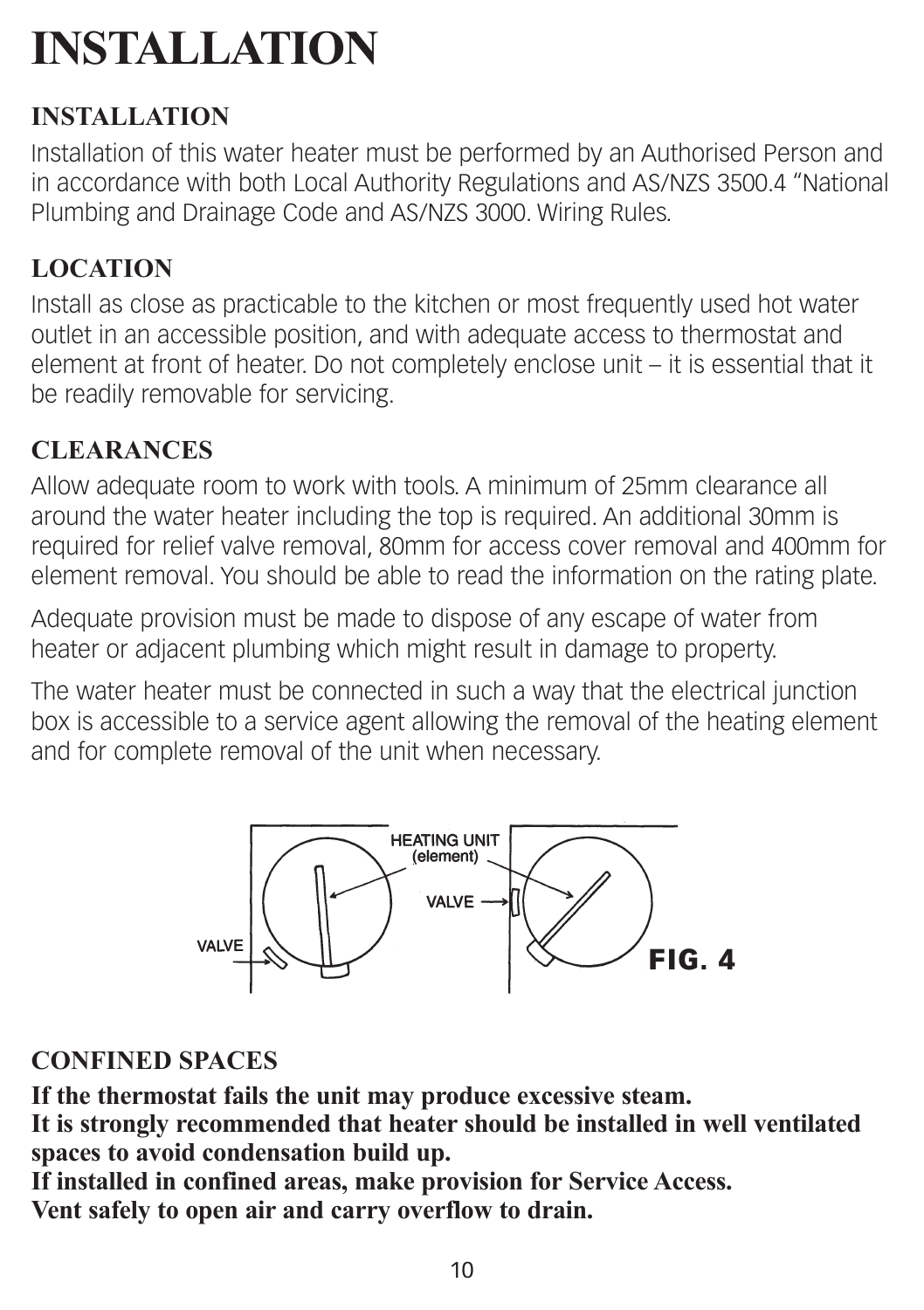# INSTALLATION

## INSTALLATION

Installation of this water heater must be performed by an Authorised Person and in accordance with both Local Authority Regulations and AS/NZS 3500.4 "National Plumbing and Drainage Code and AS/NZS 3000. Wiring Rules.

## LOCATION

Install as close as practicable to the kitchen or most frequently used hot water outlet in an accessible position, and with adequate access to thermostat and element at front of heater. Do not completely enclose unit – it is essential that it be readily removable for servicing.

## CLEARANCES

Allow adequate room to work with tools. A minimum of 25mm clearance all around the water heater including the top is required. An additional 30mm is required for relief valve removal, 80mm for access cover removal and 400mm for element removal. You should be able to read the information on the rating plate.

Adequate provision must be made to dispose of any escape of water from heater or adjacent plumbing which might result in damage to property.

The water heater must be connected in such a way that the electrical junction box is accessible to a service agent allowing the removal of the heating element and for complete removal of the unit when necessary.

HEATING UNIT (element)

VALVE

VALVE

**FIG. 4**

## CONFINED SPACES

**If the thermostat fails the unit may produce excessive steam.**
**It is strongly recommended that heater should be installed in well ventilated spaces to avoid condensation build up.**
**If installed in confined areas, make provision for Service Access.**
**Vent safely to open air and carry overflow to drain.**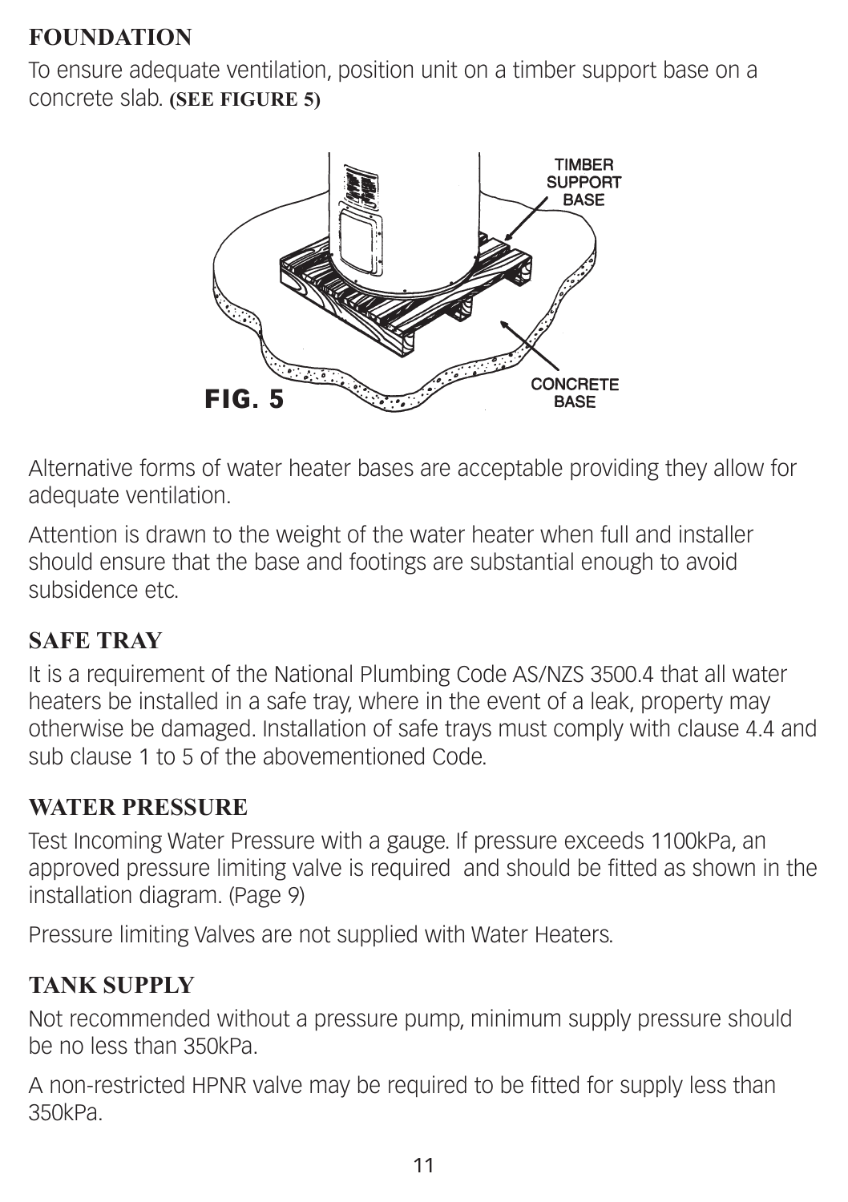## FOUNDATION

To ensure adequate ventilation, position unit on a timber support base on a concrete slab. **(SEE FIGURE 5)**

FIG. 5

Alternative forms of water heater bases are acceptable providing they allow for adequate ventilation.

Attention is drawn to the weight of the water heater when full and installer should ensure that the base and footings are substantial enough to avoid subsidence etc.

## SAFE TRAY

It is a requirement of the National Plumbing Code AS/NZS 3500.4 that all water heaters be installed in a safe tray, where in the event of a leak, property may otherwise be damaged. Installation of safe trays must comply with clause 4.4 and sub clause 1 to 5 of the abovementioned Code.

## WATER PRESSURE

Test Incoming Water Pressure with a gauge. If pressure exceeds 1100kPa, an approved pressure limiting valve is required and should be fitted as shown in the installation diagram. (Page 9)

Pressure limiting Valves are not supplied with Water Heaters.

## TANK SUPPLY

Not recommended without a pressure pump, minimum supply pressure should be no less than 350kPa.

A non-restricted HPNR valve may be required to be fitted for supply less than 350kPa.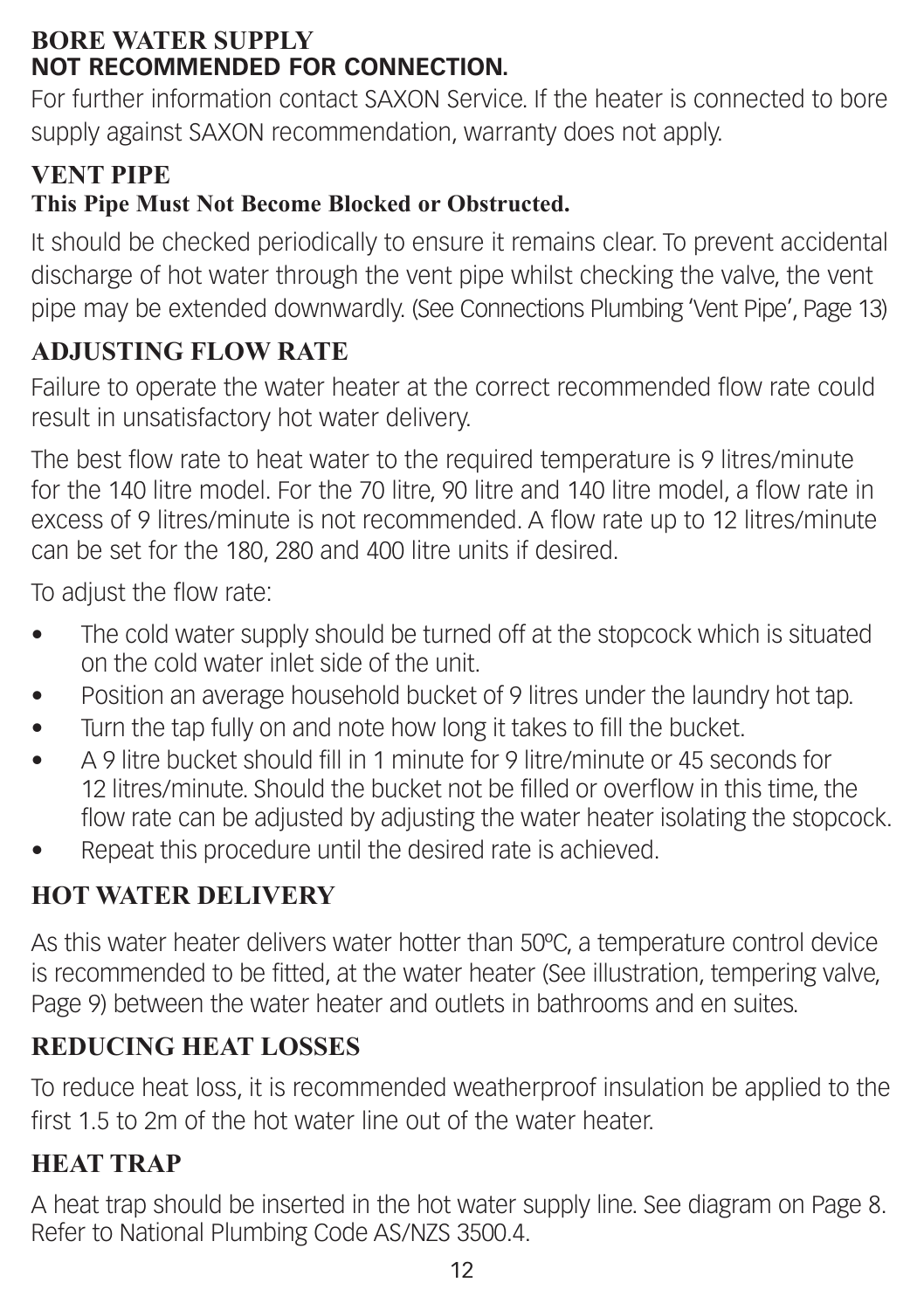## BORE WATER SUPPLY

**NOT RECOMMENDED FOR CONNECTION.**

For further information contact SAXON Service. If the heater is connected to bore supply against SAXON recommendation, warranty does not apply.

## VENT PIPE

**This Pipe Must Not Become Blocked or Obstructed.**

It should be checked periodically to ensure it remains clear. To prevent accidental discharge of hot water through the vent pipe whilst checking the valve, the vent pipe may be extended downwardly. (See Connections Plumbing 'Vent Pipe', Page 13)

## ADJUSTING FLOW RATE

Failure to operate the water heater at the correct recommended flow rate could result in unsatisfactory hot water delivery.

The best flow rate to heat water to the required temperature is 9 litres/minute for the 140 litre model. For the 70 litre, 90 litre and 140 litre model, a flow rate in excess of 9 litres/minute is not recommended. A flow rate up to 12 litres/minute can be set for the 180, 280 and 400 litre units if desired.

To adjust the flow rate:

- The cold water supply should be turned off at the stopcock which is situated on the cold water inlet side of the unit.
- Position an average household bucket of 9 litres under the laundry hot tap.
- Turn the tap fully on and note how long it takes to fill the bucket.
- A 9 litre bucket should fill in 1 minute for 9 litre/minute or 45 seconds for 12 litres/minute. Should the bucket not be filled or overflow in this time, the flow rate can be adjusted by adjusting the water heater isolating the stopcock.
- Repeat this procedure until the desired rate is achieved.

## HOT WATER DELIVERY

As this water heater delivers water hotter than 50ºC, a temperature control device is recommended to be fitted, at the water heater (See illustration, tempering valve, Page 9) between the water heater and outlets in bathrooms and en suites.

## REDUCING HEAT LOSSES

To reduce heat loss, it is recommended weatherproof insulation be applied to the first 1.5 to 2m of the hot water line out of the water heater.

## HEAT TRAP

A heat trap should be inserted in the hot water supply line. See diagram on Page 8. Refer to National Plumbing Code AS/NZS 3500.4.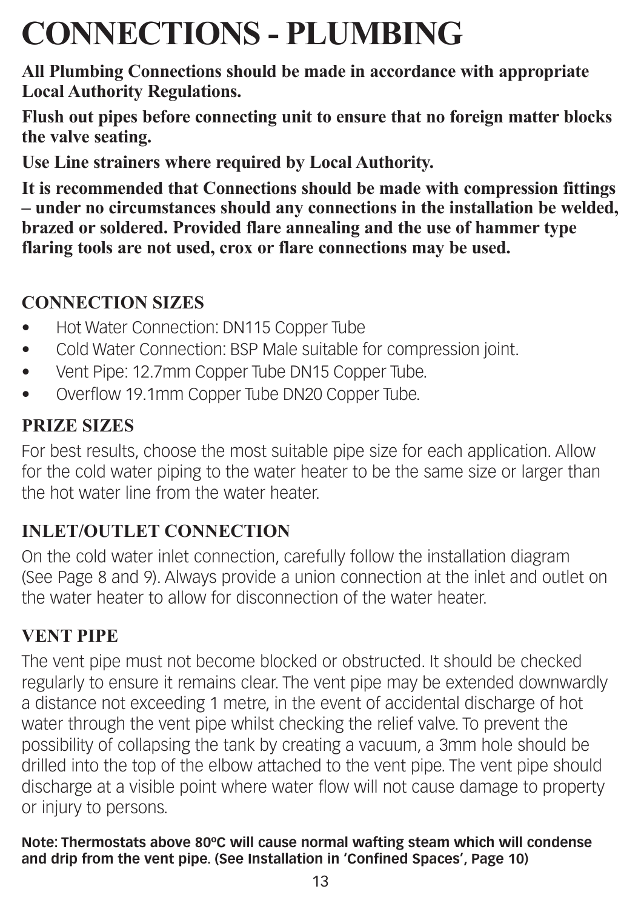# CONNECTIONS - PLUMBING

**All Plumbing Connections should be made in accordance with appropriate Local Authority Regulations.**

**Flush out pipes before connecting unit to ensure that no foreign matter blocks the valve seating.**

**Use Line strainers where required by Local Authority.**

**It is recommended that Connections should be made with compression fittings – under no circumstances should any connections in the installation be welded, brazed or soldered. Provided flare annealing and the use of hammer type flaring tools are not used, crox or flare connections may be used.**

## CONNECTION SIZES

- Hot Water Connection: DN115 Copper Tube
- Cold Water Connection: BSP Male suitable for compression joint.
- Vent Pipe: 12.7mm Copper Tube DN15 Copper Tube.
- Overflow 19.1mm Copper Tube DN20 Copper Tube.

## PRIZE SIZES

For best results, choose the most suitable pipe size for each application. Allow for the cold water piping to the water heater to be the same size or larger than the hot water line from the water heater.

## INLET/OUTLET CONNECTION

On the cold water inlet connection, carefully follow the installation diagram (See Page 8 and 9). Always provide a union connection at the inlet and outlet on the water heater to allow for disconnection of the water heater.

## VENT PIPE

The vent pipe must not become blocked or obstructed. It should be checked regularly to ensure it remains clear. The vent pipe may be extended downwardly a distance not exceeding 1 metre, in the event of accidental discharge of hot water through the vent pipe whilst checking the relief valve. To prevent the possibility of collapsing the tank by creating a vacuum, a 3mm hole should be drilled into the top of the elbow attached to the vent pipe. The vent pipe should discharge at a visible point where water flow will not cause damage to property or injury to persons.

**Note: Thermostats above 80ºC will cause normal wafting steam which will condense and drip from the vent pipe. (See Installation in 'Confined Spaces', Page 10)**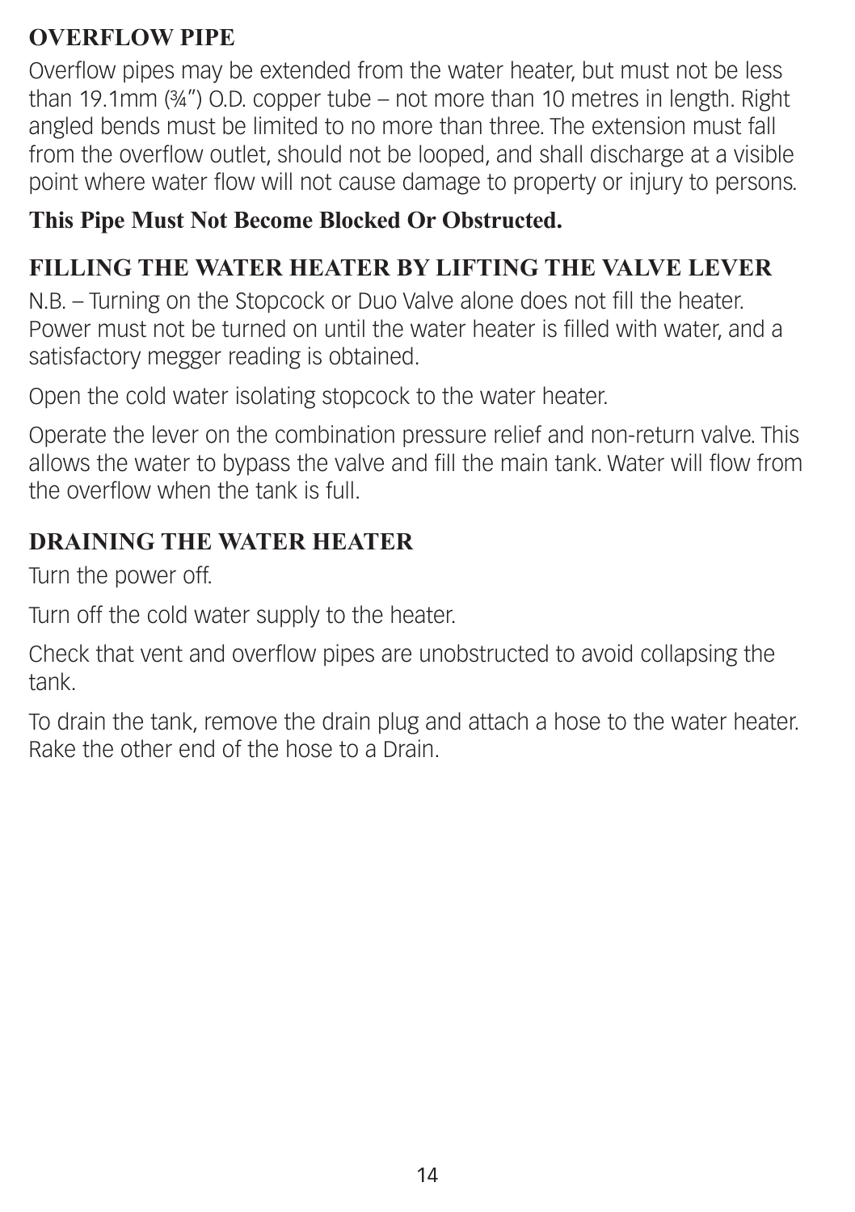## OVERFLOW PIPE

Overflow pipes may be extended from the water heater, but must not be less than 19.1mm (¾") O.D. copper tube – not more than 10 metres in length. Right angled bends must be limited to no more than three. The extension must fall from the overflow outlet, should not be looped, and shall discharge at a visible point where water flow will not cause damage to property or injury to persons.

**This Pipe Must Not Become Blocked Or Obstructed.**

## FILLING THE WATER HEATER BY LIFTING THE VALVE LEVER

N.B. – Turning on the Stopcock or Duo Valve alone does not fill the heater. Power must not be turned on until the water heater is filled with water, and a satisfactory megger reading is obtained.

Open the cold water isolating stopcock to the water heater.

Operate the lever on the combination pressure relief and non-return valve. This allows the water to bypass the valve and fill the main tank. Water will flow from the overflow when the tank is full.

## DRAINING THE WATER HEATER

Turn the power off.

Turn off the cold water supply to the heater.

Check that vent and overflow pipes are unobstructed to avoid collapsing the tank.

To drain the tank, remove the drain plug and attach a hose to the water heater. Rake the other end of the hose to a Drain.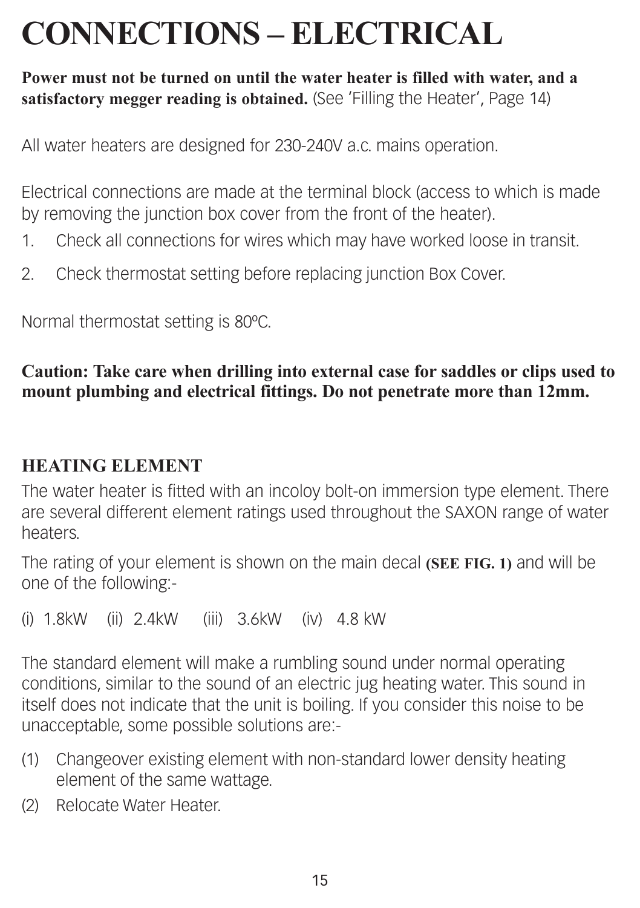# CONNECTIONS – ELECTRICAL

**Power must not be turned on until the water heater is filled with water, and a satisfactory megger reading is obtained.** (See 'Filling the Heater', Page 14)

All water heaters are designed for 230-240V a.c. mains operation.

Electrical connections are made at the terminal block (access to which is made by removing the junction box cover from the front of the heater).

1. Check all connections for wires which may have worked loose in transit.
2. Check thermostat setting before replacing junction Box Cover.

Normal thermostat setting is 80ºC.

**Caution: Take care when drilling into external case for saddles or clips used to mount plumbing and electrical fittings. Do not penetrate more than 12mm.**

## HEATING ELEMENT

The water heater is fitted with an incoloy bolt-on immersion type element. There are several different element ratings used throughout the SAXON range of water heaters.

The rating of your element is shown on the main decal **(SEE FIG. 1)** and will be one of the following:-

(i) 1.8kW (ii) 2.4kW (iii) 3.6kW (iv) 4.8 kW

The standard element will make a rumbling sound under normal operating conditions, similar to the sound of an electric jug heating water. This sound in itself does not indicate that the unit is boiling. If you consider this noise to be unacceptable, some possible solutions are:-

(1) Changeover existing element with non-standard lower density heating element of the same wattage.
(2) Relocate Water Heater.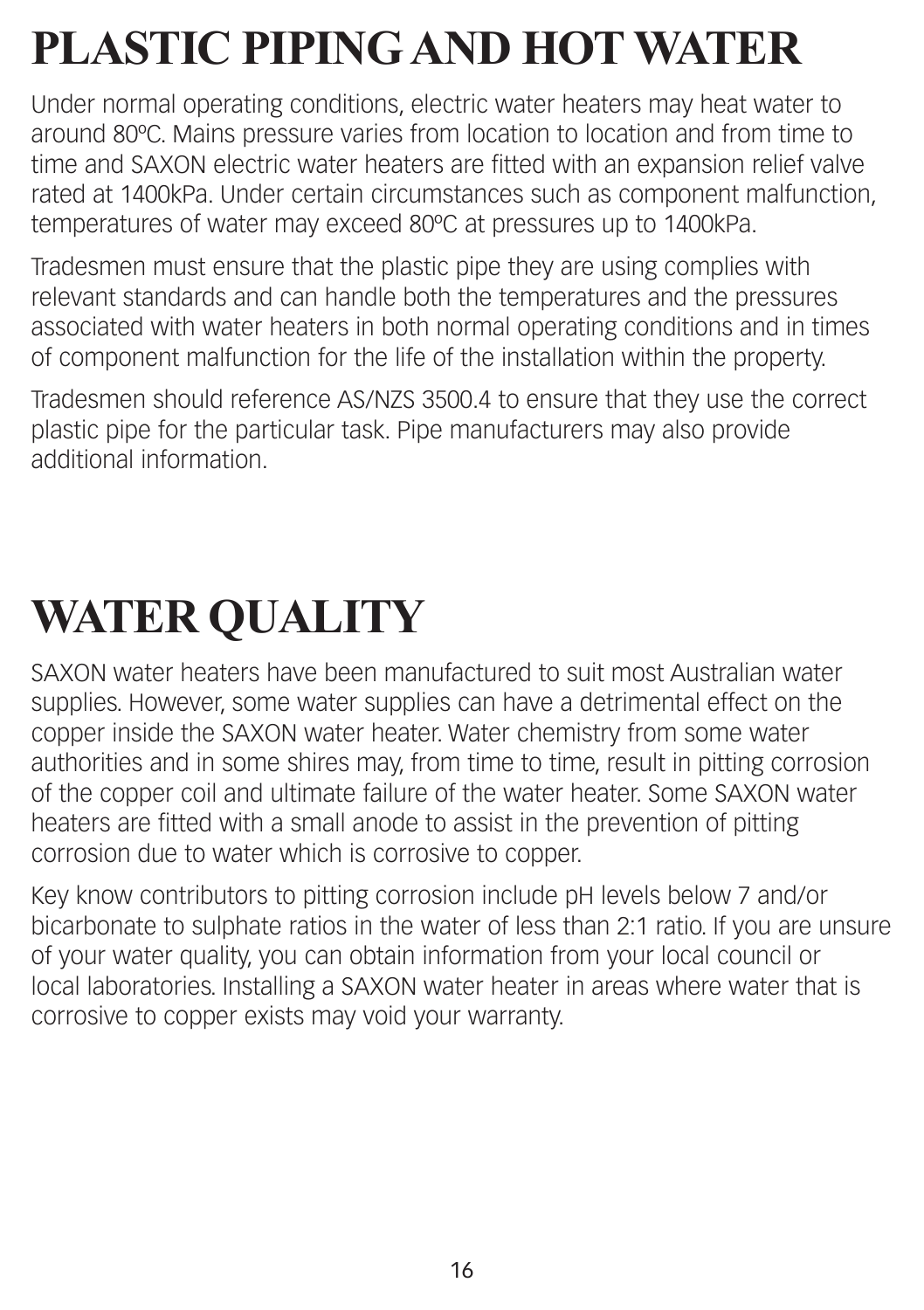# PLASTIC PIPING AND HOT WATER

Under normal operating conditions, electric water heaters may heat water to around 80ºC. Mains pressure varies from location to location and from time to time and SAXON electric water heaters are fitted with an expansion relief valve rated at 1400kPa. Under certain circumstances such as component malfunction, temperatures of water may exceed 80ºC at pressures up to 1400kPa.

Tradesmen must ensure that the plastic pipe they are using complies with relevant standards and can handle both the temperatures and the pressures associated with water heaters in both normal operating conditions and in times of component malfunction for the life of the installation within the property.

Tradesmen should reference AS/NZS 3500.4 to ensure that they use the correct plastic pipe for the particular task. Pipe manufacturers may also provide additional information.

# WATER QUALITY

SAXON water heaters have been manufactured to suit most Australian water supplies. However, some water supplies can have a detrimental effect on the copper inside the SAXON water heater. Water chemistry from some water authorities and in some shires may, from time to time, result in pitting corrosion of the copper coil and ultimate failure of the water heater. Some SAXON water heaters are fitted with a small anode to assist in the prevention of pitting corrosion due to water which is corrosive to copper.

Key know contributors to pitting corrosion include pH levels below 7 and/or bicarbonate to sulphate ratios in the water of less than 2:1 ratio. If you are unsure of your water quality, you can obtain information from your local council or local laboratories. Installing a SAXON water heater in areas where water that is corrosive to copper exists may void your warranty.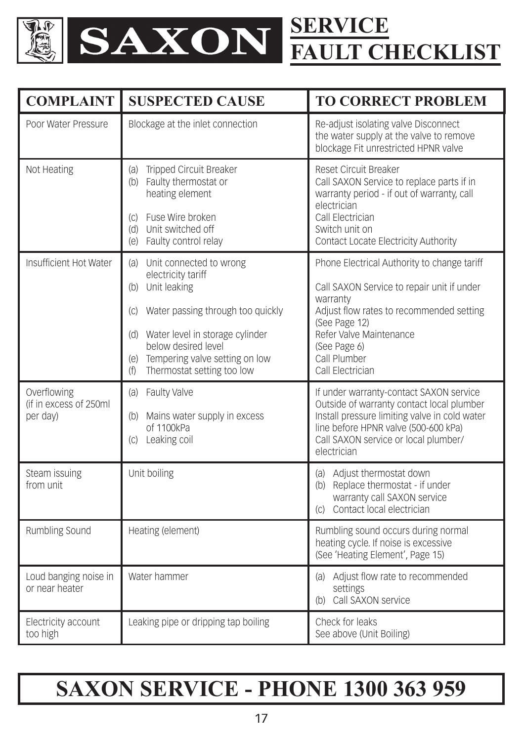# SAXON SERVICE FAULT CHECKLIST

| COMPLAINT | SUSPECTED CAUSE | TO CORRECT PROBLEM |
|---|---|---|
| Poor Water Pressure | Blockage at the inlet connection | Re-adjust isolating valve Disconnect the water supply at the valve to remove blockage Fit unrestricted HPNR valve |
| Not Heating | (a) Tripped Circuit Breaker<br>(b) Faulty thermostat or heating element<br>(c) Fuse Wire broken<br>(d) Unit switched off<br>(e) Faulty control relay | Reset Circuit Breaker<br>Call SAXON Service to replace parts if in warranty period - if out of warranty, call electrician<br>Call Electrician<br>Switch unit on<br>Contact Locate Electricity Authority |
| Insufficient Hot Water | (a) Unit connected to wrong electricity tariff<br>(b) Unit leaking<br>(c) Water passing through too quickly<br>(d) Water level in storage cylinder below desired level<br>(e) Tempering valve setting on low<br>(f) Thermostat setting too low | Phone Electrical Authority to change tariff<br>Call SAXON Service to repair unit if under warranty<br>Adjust flow rates to recommended setting (See Page 12)<br>Refer Valve Maintenance (See Page 6)<br>Call Plumber<br>Call Electrician |
| Overflowing (if in excess of 250ml per day) | (a) Faulty Valve<br>(b) Mains water supply in excess of 1100kPa<br>(c) Leaking coil | If under warranty-contact SAXON service Outside of warranty contact local plumber<br>Install pressure limiting valve in cold water line before HPNR valve (500-600 kPa)<br>Call SAXON service or local plumber/ electrician |
| Steam issuing from unit | Unit boiling | (a) Adjust thermostat down<br>(b) Replace thermostat - if under warranty call SAXON service<br>(c) Contact local electrician |
| Rumbling Sound | Heating (element) | Rumbling sound occurs during normal heating cycle. If noise is excessive (See 'Heating Element', Page 15) |
| Loud banging noise in or near heater | Water hammer | (a) Adjust flow rate to recommended settings<br>(b) Call SAXON service |
| Electricity account too high | Leaking pipe or dripping tap boiling | Check for leaks<br>See above (Unit Boiling) |

# SAXON SERVICE - PHONE 1300 363 959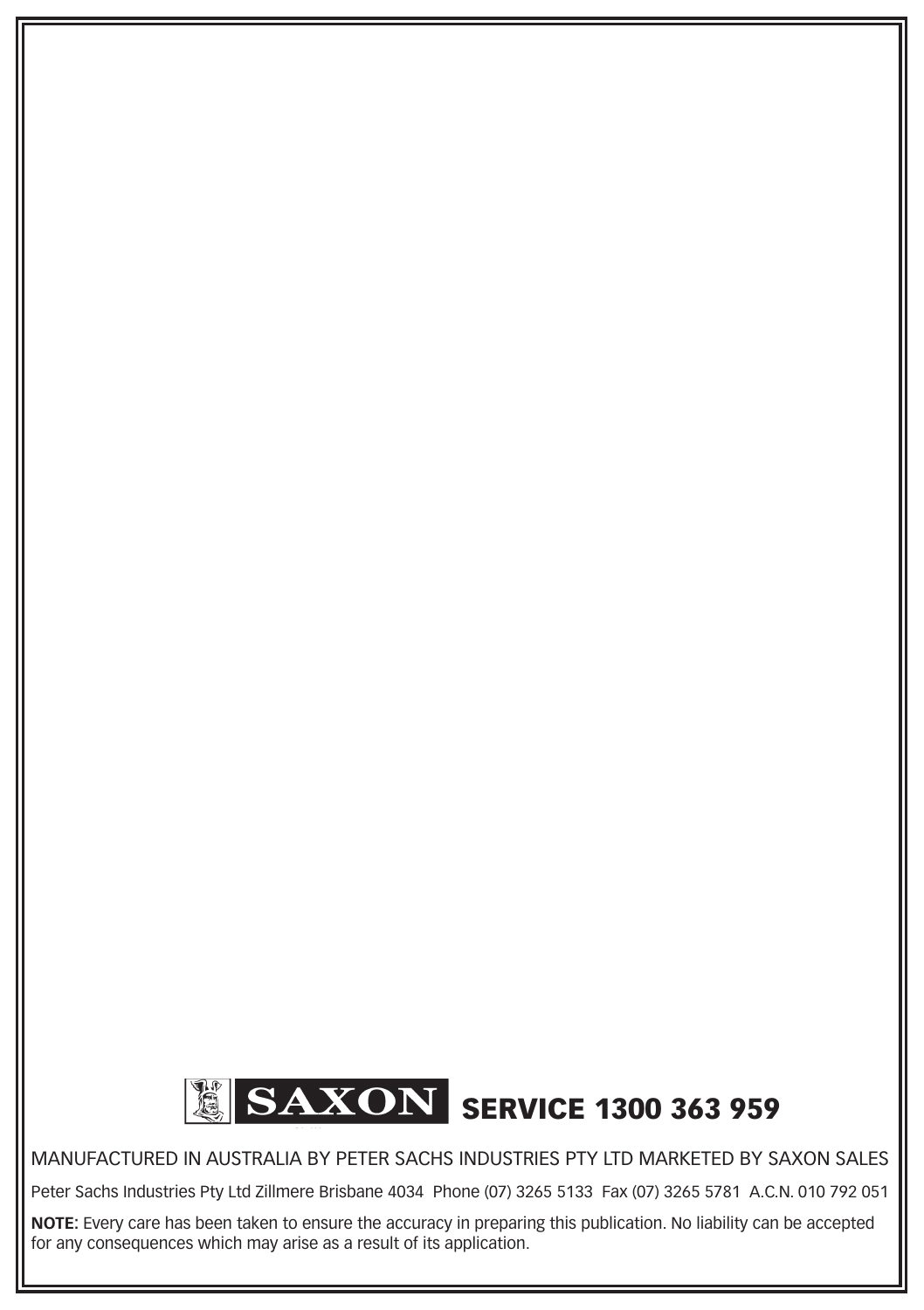SAXON **SERVICE 1300 363 959**

MANUFACTURED IN AUSTRALIA BY PETER SACHS INDUSTRIES PTY LTD MARKETED BY SAXON SALES

Peter Sachs Industries Pty Ltd Zillmere Brisbane 4034 Phone (07) 3265 5133 Fax (07) 3265 5781 A.C.N. 010 792 051

**NOTE:** Every care has been taken to ensure the accuracy in preparing this publication. No liability can be accepted for any consequences which may arise as a result of its application.